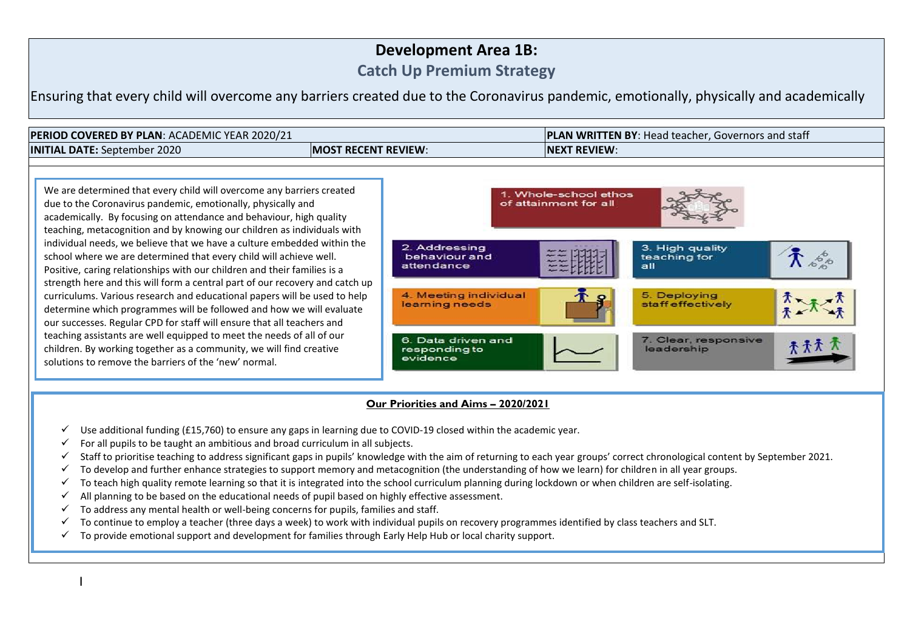# Development Area 1B:

## Catch Up Premium Strategy

Ensuring that every child will overcome any barriers created due to the Coronavirus pandemic, emotionally, physically and academically

| **PERIOD COVERED BY PLAN**: ACADEMIC YEAR 2020/21 | | **PLAN WRITTEN BY**: Head teacher, Governors and staff |
|---|---|---|
| **INITIAL DATE:** September 2020 | **MOST RECENT REVIEW**: | **NEXT REVIEW**: |

We are determined that every child will overcome any barriers created due to the Coronavirus pandemic, emotionally, physically and academically. By focusing on attendance and behaviour, high quality teaching, metacognition and by knowing our children as individuals with individual needs, we believe that we have a culture embedded within the school where we are determined that every child will achieve well. Positive, caring relationships with our children and their families is a strength here and this will form a central part of our recovery and catch up curriculums. Various research and educational papers will be used to help determine which programmes will be followed and how we will evaluate our successes. Regular CPD for staff will ensure that all teachers and teaching assistants are well equipped to meet the needs of all of our children. By working together as a community, we will find creative solutions to remove the barriers of the 'new' normal.

1. Whole-school ethos of attainment for all
2. Addressing behaviour and attendance
3. High quality teaching for all
4. Meeting individual learning needs
5. Deploying staff effectively
6. Data driven and responding to evidence
7. Clear, responsive leadership

**Our Priorities and Aims – 2020/2021**

- ✓ Use additional funding (£15,760) to ensure any gaps in learning due to COVID-19 closed within the academic year.
- ✓ For all pupils to be taught an ambitious and broad curriculum in all subjects.
- ✓ Staff to prioritise teaching to address significant gaps in pupils' knowledge with the aim of returning to each year groups' correct chronological content by September 2021.
- ✓ To develop and further enhance strategies to support memory and metacognition (the understanding of how we learn) for children in all year groups.
- ✓ To teach high quality remote learning so that it is integrated into the school curriculum planning during lockdown or when children are self-isolating.
- ✓ All planning to be based on the educational needs of pupil based on highly effective assessment.
- ✓ To address any mental health or well-being concerns for pupils, families and staff.
- ✓ To continue to employ a teacher (three days a week) to work with individual pupils on recovery programmes identified by class teachers and SLT.
- ✓ To provide emotional support and development for families through Early Help Hub or local charity support.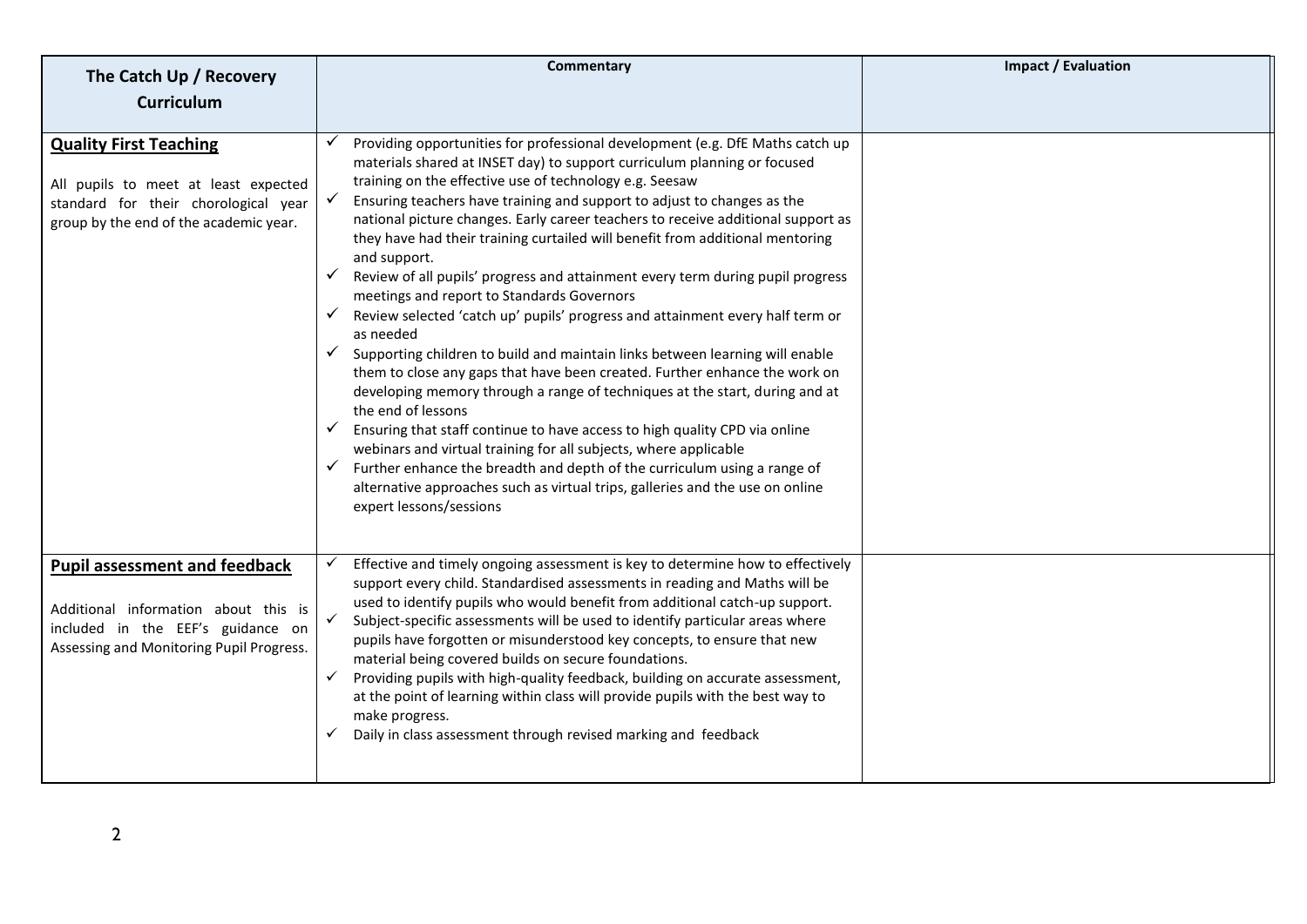| The Catch Up / Recovery Curriculum | Commentary | Impact / Evaluation |
|---|---|---|
| **Quality First Teaching**<br><br>All pupils to meet at least expected standard for their chorological year group by the end of the academic year. | ✓ Providing opportunities for professional development (e.g. DfE Maths catch up materials shared at INSET day) to support curriculum planning or focused training on the effective use of technology e.g. Seesaw<br>✓ Ensuring teachers have training and support to adjust to changes as the national picture changes. Early career teachers to receive additional support as they have had their training curtailed will benefit from additional mentoring and support.<br>✓ Review of all pupils' progress and attainment every term during pupil progress meetings and report to Standards Governors<br>✓ Review selected 'catch up' pupils' progress and attainment every half term or as needed<br>✓ Supporting children to build and maintain links between learning will enable them to close any gaps that have been created. Further enhance the work on developing memory through a range of techniques at the start, during and at the end of lessons<br>✓ Ensuring that staff continue to have access to high quality CPD via online webinars and virtual training for all subjects, where applicable<br>✓ Further enhance the breadth and depth of the curriculum using a range of alternative approaches such as virtual trips, galleries and the use on online expert lessons/sessions | |
| **Pupil assessment and feedback**<br><br>Additional information about this is included in the EEF's guidance on Assessing and Monitoring Pupil Progress. | ✓ Effective and timely ongoing assessment is key to determine how to effectively support every child. Standardised assessments in reading and Maths will be used to identify pupils who would benefit from additional catch-up support.<br>✓ Subject-specific assessments will be used to identify particular areas where pupils have forgotten or misunderstood key concepts, to ensure that new material being covered builds on secure foundations.<br>✓ Providing pupils with high-quality feedback, building on accurate assessment, at the point of learning within class will provide pupils with the best way to make progress.<br>✓ Daily in class assessment through revised marking and feedback | |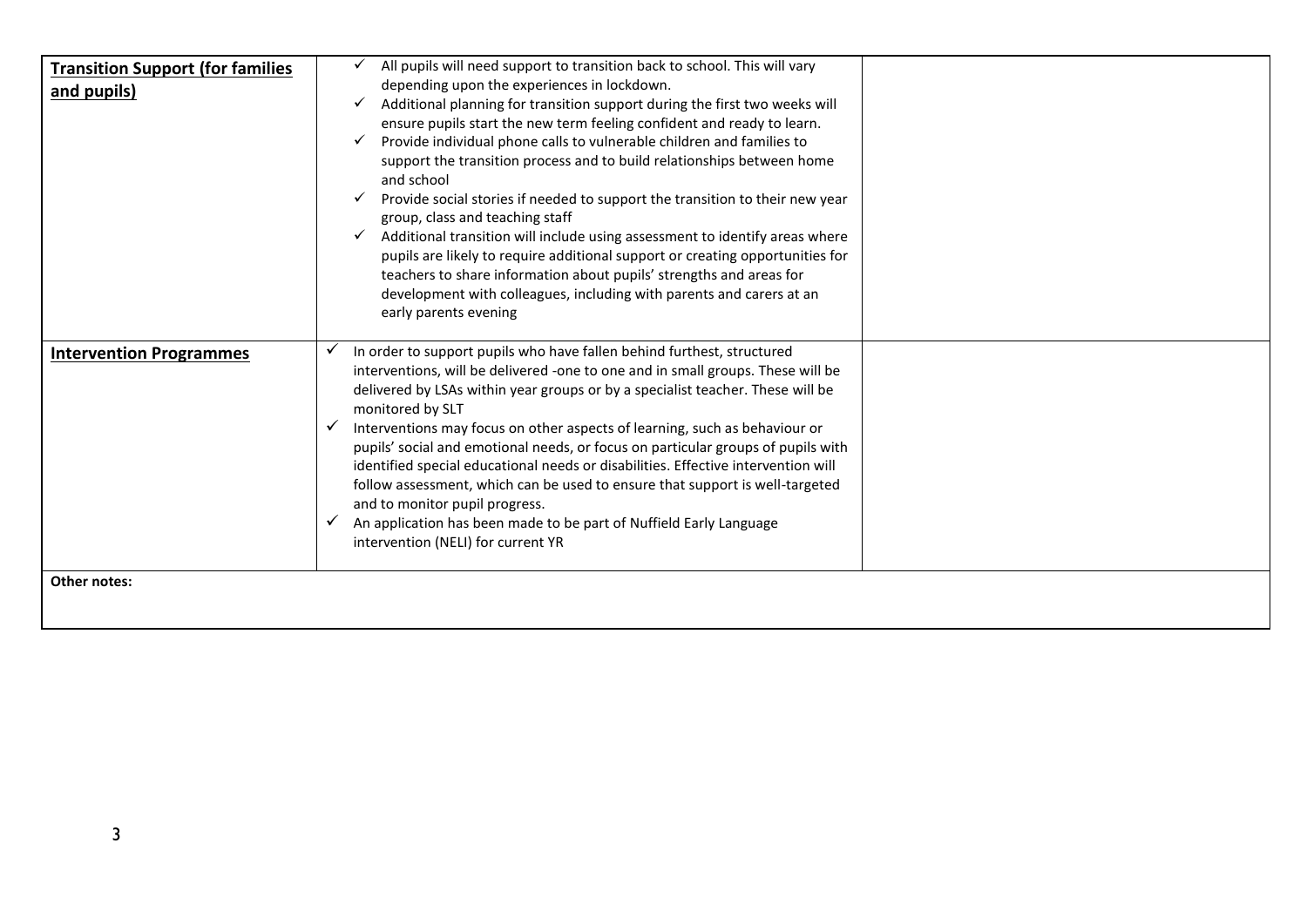| | | |
|---|---|---|
| **Transition Support (for families and pupils)** | ✓ All pupils will need support to transition back to school. This will vary depending upon the experiences in lockdown.<br>✓ Additional planning for transition support during the first two weeks will ensure pupils start the new term feeling confident and ready to learn.<br>✓ Provide individual phone calls to vulnerable children and families to support the transition process and to build relationships between home and school<br>✓ Provide social stories if needed to support the transition to their new year group, class and teaching staff<br>✓ Additional transition will include using assessment to identify areas where pupils are likely to require additional support or creating opportunities for teachers to share information about pupils' strengths and areas for development with colleagues, including with parents and carers at an early parents evening | |
| **Intervention Programmes** | ✓ In order to support pupils who have fallen behind furthest, structured interventions, will be delivered -one to one and in small groups. These will be delivered by LSAs within year groups or by a specialist teacher. These will be monitored by SLT<br>✓ Interventions may focus on other aspects of learning, such as behaviour or pupils' social and emotional needs, or focus on particular groups of pupils with identified special educational needs or disabilities. Effective intervention will follow assessment, which can be used to ensure that support is well-targeted and to monitor pupil progress.<br>✓ An application has been made to be part of Nuffield Early Language intervention (NELI) for current YR | |
| **Other notes:** | | |